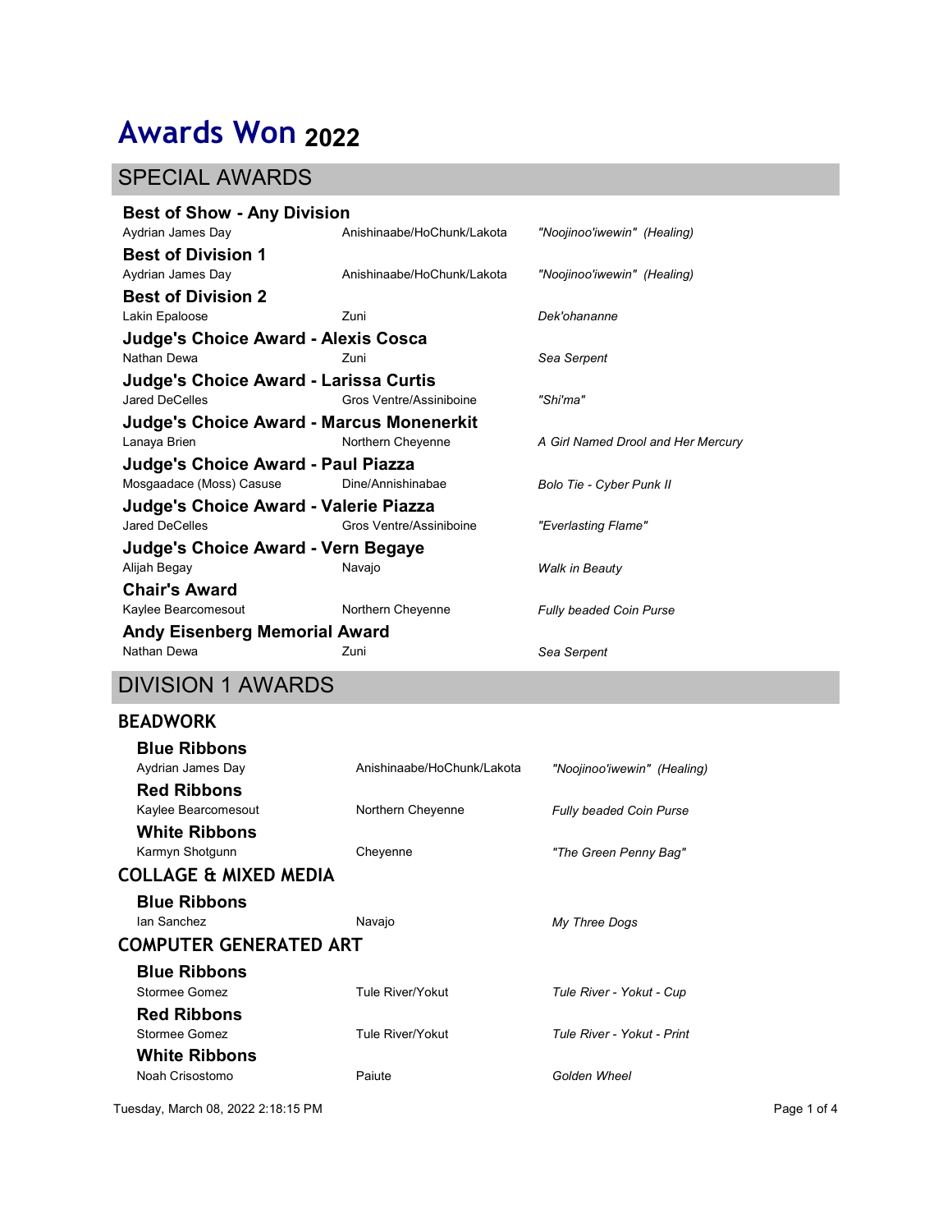# Awards Won 2022

## SPECIAL AWARDS

**Best of Show - Any Division**

| | | |
|---|---|---|
| Aydrian James Day | Anishinaabe/HoChunk/Lakota | *"Noojinoo'iwewin" (Healing)* |

**Best of Division 1**

| | | |
|---|---|---|
| Aydrian James Day | Anishinaabe/HoChunk/Lakota | *"Noojinoo'iwewin" (Healing)* |

**Best of Division 2**

| | | |
|---|---|---|
| Lakin Epaloose | Zuni | *Dek'ohananne* |

**Judge's Choice Award - Alexis Cosca**

| | | |
|---|---|---|
| Nathan Dewa | Zuni | *Sea Serpent* |

**Judge's Choice Award - Larissa Curtis**

| | | |
|---|---|---|
| Jared DeCelles | Gros Ventre/Assiniboine | *"Shi'ma"* |

**Judge's Choice Award - Marcus Monenerkit**

| | | |
|---|---|---|
| Lanaya Brien | Northern Cheyenne | *A Girl Named Drool and Her Mercury* |

**Judge's Choice Award - Paul Piazza**

| | | |
|---|---|---|
| Mosgaadace (Moss) Causue | Dine/Annishinabae | *Bolo Tie - Cyber Punk II* |

**Judge's Choice Award - Valerie Piazza**

| | | |
|---|---|---|
| Jared DeCelles | Gros Ventre/Assiniboine | *"Everlasting Flame"* |

**Judge's Choice Award - Vern Begaye**

| | | |
|---|---|---|
| Alijah Begay | Navajo | *Walk in Beauty* |

**Chair's Award**

| | | |
|---|---|---|
| Kaylee Bearcomesout | Northern Cheyenne | *Fully beaded Coin Purse* |

**Andy Eisenberg Memorial Award**

| | | |
|---|---|---|
| Nathan Dewa | Zuni | *Sea Serpent* |

## DIVISION 1 AWARDS

### BEADWORK

**Blue Ribbons**

| | | |
|---|---|---|
| Aydrian James Day | Anishinaabe/HoChunk/Lakota | *"Noojinoo'iwewin" (Healing)* |

**Red Ribbons**

| | | |
|---|---|---|
| Kaylee Bearcomesout | Northern Cheyenne | *Fully beaded Coin Purse* |

**White Ribbons**

| | | |
|---|---|---|
| Karmyn Shotgunn | Cheyenne | *"The Green Penny Bag"* |

### COLLAGE & MIXED MEDIA

**Blue Ribbons**

| | | |
|---|---|---|
| Ian Sanchez | Navajo | *My Three Dogs* |

### COMPUTER GENERATED ART

**Blue Ribbons**

| | | |
|---|---|---|
| Stormee Gomez | Tule River/Yokut | *Tule River - Yokut - Cup* |

**Red Ribbons**

| | | |
|---|---|---|
| Stormee Gomez | Tule River/Yokut | *Tule River - Yokut - Print* |

**White Ribbons**

| | | |
|---|---|---|
| Noah Crisostomo | Paiute | *Golden Wheel* |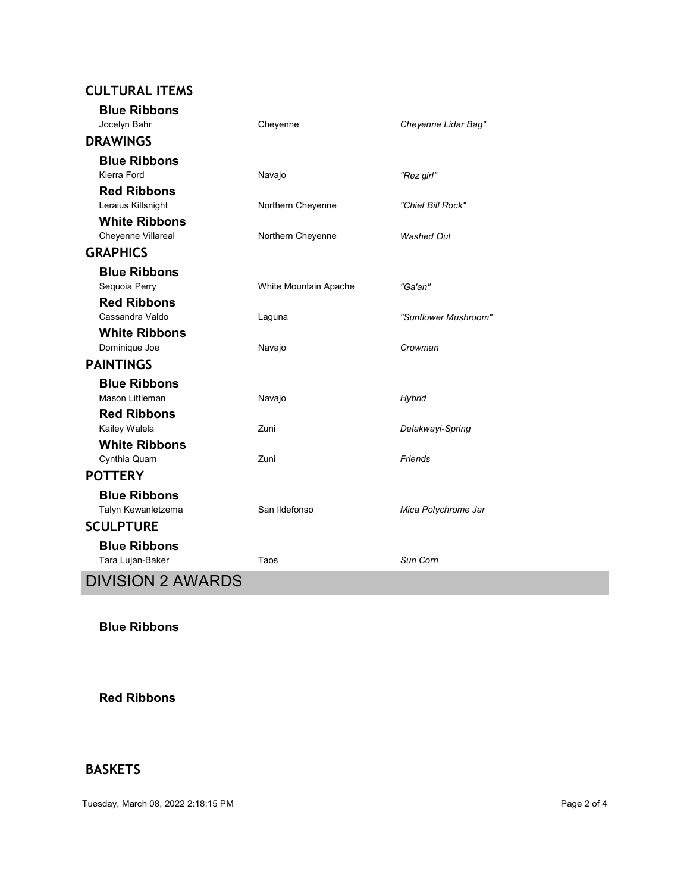## CULTURAL ITEMS

### Blue Ribbons

| | | |
|---|---|---|
| Jocelyn Bahr | Cheyenne | *Cheyenne Lidar Bag"* |

## DRAWINGS

### Blue Ribbons

| | | |
|---|---|---|
| Kierra Ford | Navajo | *"Rez girl"* |

### Red Ribbons

| | | |
|---|---|---|
| Leraius Killsnight | Northern Cheyenne | *"Chief Bill Rock"* |

### White Ribbons

| | | |
|---|---|---|
| Cheyenne Villareal | Northern Cheyenne | *Washed Out* |

## GRAPHICS

### Blue Ribbons

| | | |
|---|---|---|
| Sequoia Perry | White Mountain Apache | *"Ga'an"* |

### Red Ribbons

| | | |
|---|---|---|
| Cassandra Valdo | Laguna | *"Sunflower Mushroom"* |

### White Ribbons

| | | |
|---|---|---|
| Dominique Joe | Navajo | *Crowman* |

## PAINTINGS

### Blue Ribbons

| | | |
|---|---|---|
| Mason Littleman | Navajo | *Hybrid* |

### Red Ribbons

| | | |
|---|---|---|
| Kailey Walela | Zuni | *Delakwayi-Spring* |

### White Ribbons

| | | |
|---|---|---|
| Cynthia Quam | Zuni | *Friends* |

## POTTERY

### Blue Ribbons

| | | |
|---|---|---|
| Talyn Kewanletzema | San Ildefonso | *Mica Polychrome Jar* |

## SCULPTURE

### Blue Ribbons

| | | |
|---|---|---|
| Tara Lujan-Baker | Taos | *Sun Corn* |

# DIVISION 2 AWARDS

### Blue Ribbons

### Red Ribbons

## BASKETS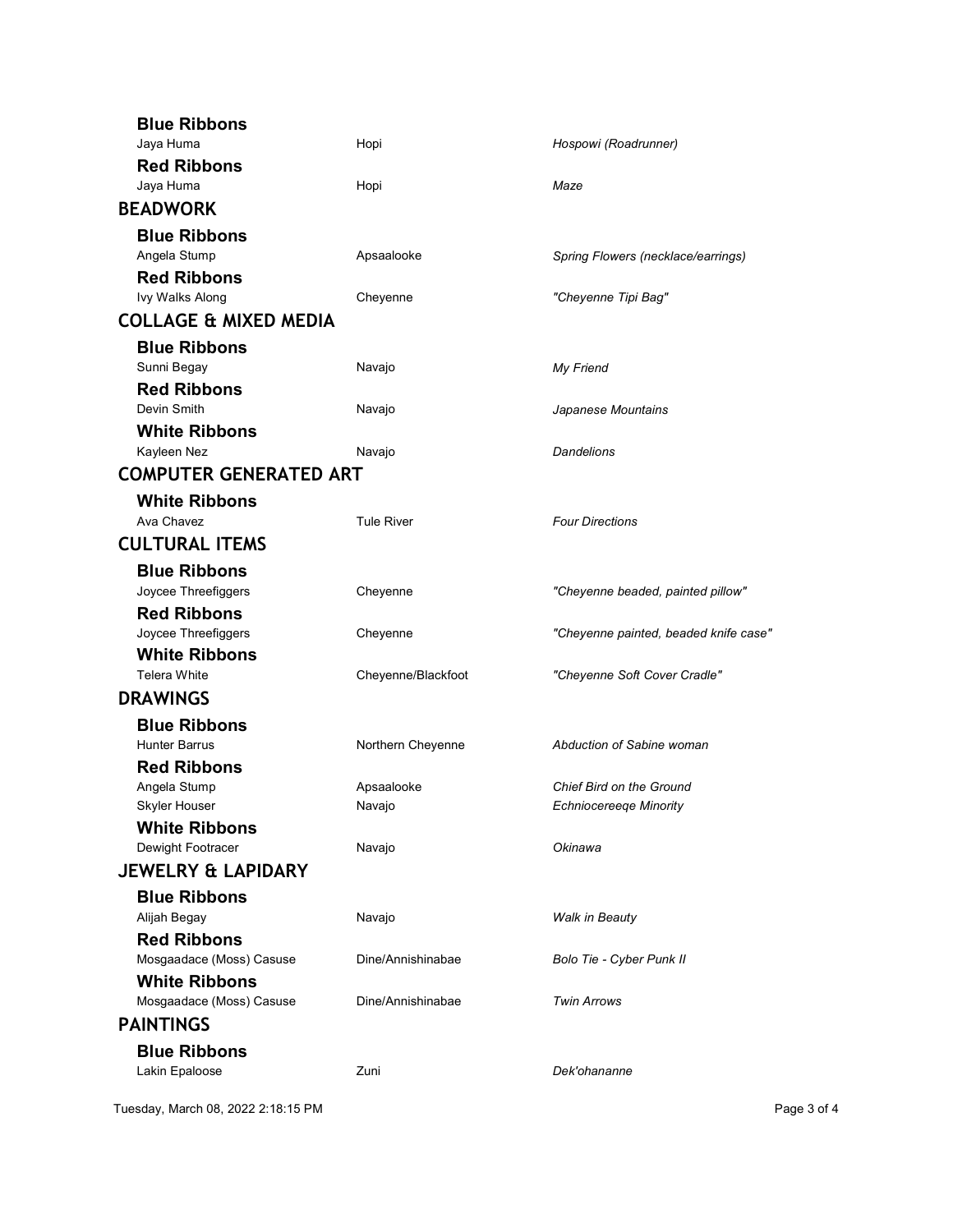### Blue Ribbons

| | | |
|---|---|---|
| Jaya Huma | Hopi | *Hospowi (Roadrunner)* |

### Red Ribbons

| | | |
|---|---|---|
| Jaya Huma | Hopi | *Maze* |

## BEADWORK

### Blue Ribbons

| | | |
|---|---|---|
| Angela Stump | Apsaalooke | *Spring Flowers (necklace/earrings)* |

### Red Ribbons

| | | |
|---|---|---|
| Ivy Walks Along | Cheyenne | *"Cheyenne Tipi Bag"* |

## COLLAGE & MIXED MEDIA

### Blue Ribbons

| | | |
|---|---|---|
| Sunni Begay | Navajo | *My Friend* |

### Red Ribbons

| | | |
|---|---|---|
| Devin Smith | Navajo | *Japanese Mountains* |

### White Ribbons

| | | |
|---|---|---|
| Kayleen Nez | Navajo | *Dandelions* |

## COMPUTER GENERATED ART

### White Ribbons

| | | |
|---|---|---|
| Ava Chavez | Tule River | *Four Directions* |

## CULTURAL ITEMS

### Blue Ribbons

| | | |
|---|---|---|
| Joycee Threefiggers | Cheyenne | *"Cheyenne beaded, painted pillow"* |

### Red Ribbons

| | | |
|---|---|---|
| Joycee Threefiggers | Cheyenne | *"Cheyenne painted, beaded knife case"* |

### White Ribbons

| | | |
|---|---|---|
| Telera White | Cheyenne/Blackfoot | *"Cheyenne Soft Cover Cradle"* |

## DRAWINGS

### Blue Ribbons

| | | |
|---|---|---|
| Hunter Barrus | Northern Cheyenne | *Abduction of Sabine woman* |

### Red Ribbons

| | | |
|---|---|---|
| Angela Stump | Apsaalooke | *Chief Bird on the Ground* |
| Skyler Houser | Navajo | *Echniocereeqe Minority* |

### White Ribbons

| | | |
|---|---|---|
| Dewight Footracer | Navajo | *Okinawa* |

## JEWELRY & LAPIDARY

### Blue Ribbons

| | | |
|---|---|---|
| Alijah Begay | Navajo | *Walk in Beauty* |

### Red Ribbons

| | | |
|---|---|---|
| Mosgaadace (Moss) Casuse | Dine/Annishinabae | *Bolo Tie - Cyber Punk II* |

### White Ribbons

| | | |
|---|---|---|
| Mosgaadace (Moss) Casuse | Dine/Annishinabae | *Twin Arrows* |

## PAINTINGS

### Blue Ribbons

| | | |
|---|---|---|
| Lakin Epaloose | Zuni | *Dek'ohananne* |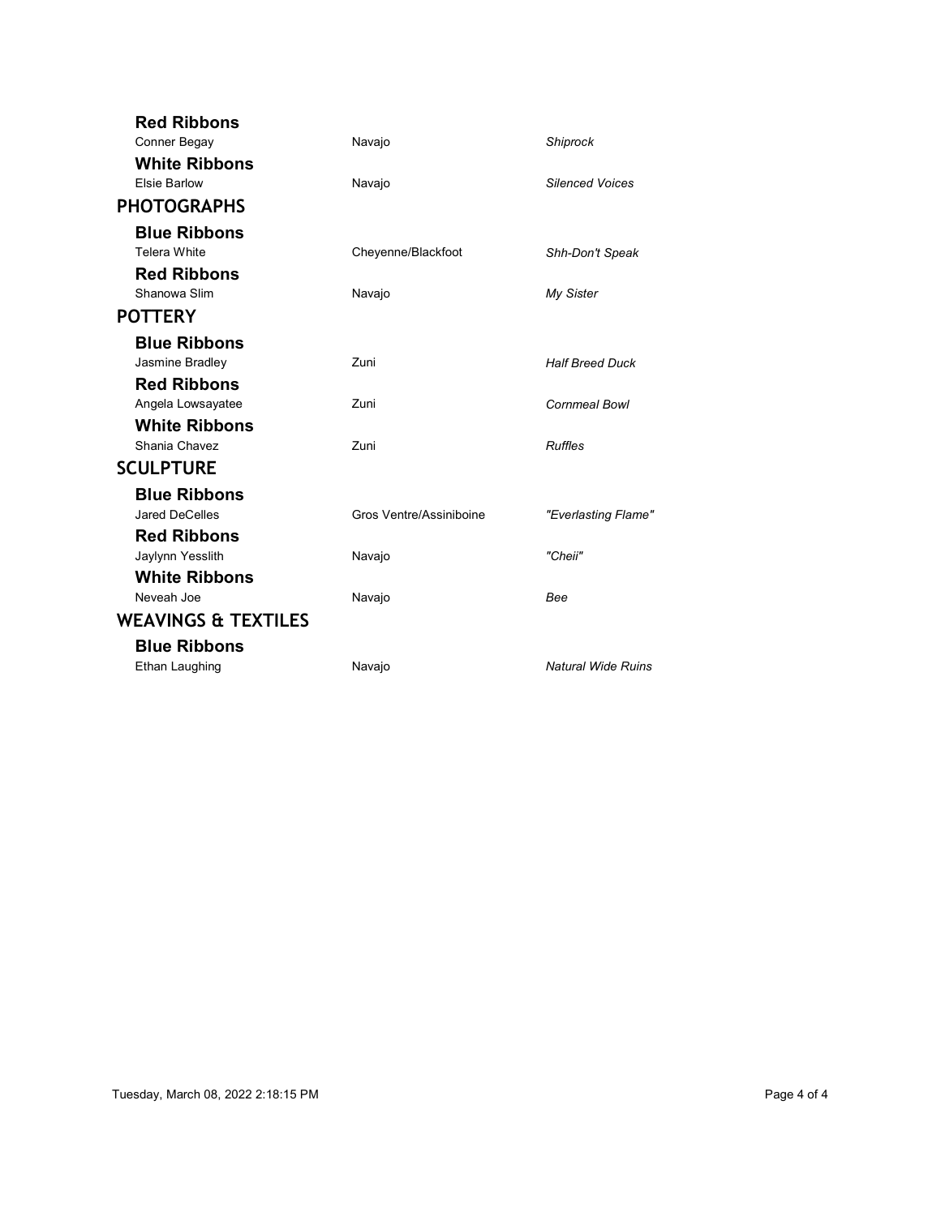### Red Ribbons

Conner Begay — Navajo — *Shiprock*

### White Ribbons

Elsie Barlow — Navajo — *Silenced Voices*

## PHOTOGRAPHS

### Blue Ribbons

Telera White — Cheyenne/Blackfoot — *Shh-Don't Speak*

### Red Ribbons

Shanowa Slim — Navajo — *My Sister*

## POTTERY

### Blue Ribbons

Jasmine Bradley — Zuni — *Half Breed Duck*

### Red Ribbons

Angela Lowsayatee — Zuni — *Cornmeal Bowl*

### White Ribbons

Shania Chavez — Zuni — *Ruffles*

## SCULPTURE

### Blue Ribbons

Jared DeCelles — Gros Ventre/Assiniboine — *"Everlasting Flame"*

### Red Ribbons

Jaylynn Yesslith — Navajo — *"Cheii"*

### White Ribbons

Neveah Joe — Navajo — *Bee*

## WEAVINGS & TEXTILES

### Blue Ribbons

Ethan Laughing — Navajo — *Natural Wide Ruins*

Tuesday, March 08, 2022 2:18:15 PM